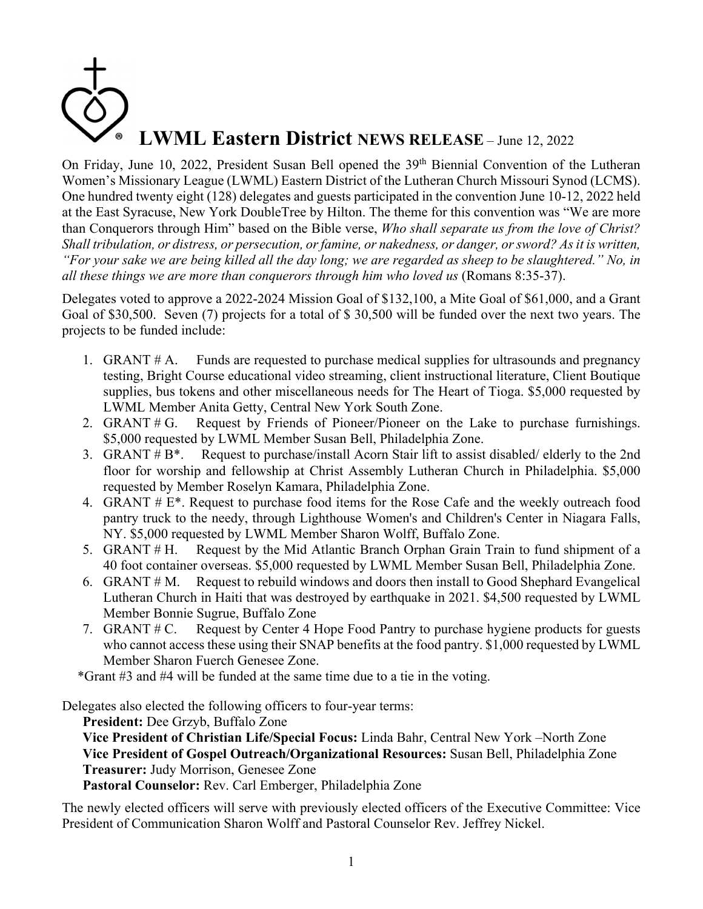# LWML Eastern District NEWS RELEASE – June 12, 2022

On Friday, June 10, 2022, President Susan Bell opened the 39th Biennial Convention of the Lutheran Women's Missionary League (LWML) Eastern District of the Lutheran Church Missouri Synod (LCMS). One hundred twenty eight (128) delegates and guests participated in the convention June 10-12, 2022 held at the East Syracuse, New York DoubleTree by Hilton. The theme for this convention was "We are more than Conquerors through Him" based on the Bible verse, *Who shall separate us from the love of Christ? Shall tribulation, or distress, or persecution, or famine, or nakedness, or danger, or sword? As it is written, "For your sake we are being killed all the day long; we are regarded as sheep to be slaughtered." No, in all these things we are more than conquerors through him who loved us* (Romans 8:35-37).

Delegates voted to approve a 2022-2024 Mission Goal of $132,100, a Mite Goal of $61,000, and a Grant Goal of $30,500. Seven (7) projects for a total of $ 30,500 will be funded over the next two years. The projects to be funded include:

1. GRANT # A. Funds are requested to purchase medical supplies for ultrasounds and pregnancy testing, Bright Course educational video streaming, client instructional literature, Client Boutique supplies, bus tokens and other miscellaneous needs for The Heart of Tioga. $5,000 requested by LWML Member Anita Getty, Central New York South Zone.
2. GRANT # G. Request by Friends of Pioneer/Pioneer on the Lake to purchase furnishings. $5,000 requested by LWML Member Susan Bell, Philadelphia Zone.
3. GRANT # B*. Request to purchase/install Acorn Stair lift to assist disabled/ elderly to the 2nd floor for worship and fellowship at Christ Assembly Lutheran Church in Philadelphia. $5,000 requested by Member Roselyn Kamara, Philadelphia Zone.
4. GRANT # E*. Request to purchase food items for the Rose Cafe and the weekly outreach food pantry truck to the needy, through Lighthouse Women's and Children's Center in Niagara Falls, NY. $5,000 requested by LWML Member Sharon Wolff, Buffalo Zone.
5. GRANT # H. Request by the Mid Atlantic Branch Orphan Grain Train to fund shipment of a 40 foot container overseas. $5,000 requested by LWML Member Susan Bell, Philadelphia Zone.
6. GRANT # M. Request to rebuild windows and doors then install to Good Shephard Evangelical Lutheran Church in Haiti that was destroyed by earthquake in 2021. $4,500 requested by LWML Member Bonnie Sugrue, Buffalo Zone
7. GRANT # C. Request by Center 4 Hope Food Pantry to purchase hygiene products for guests who cannot access these using their SNAP benefits at the food pantry. $1,000 requested by LWML Member Sharon Fuerch Genesee Zone.

*Grant #3 and #4 will be funded at the same time due to a tie in the voting.

Delegates also elected the following officers to four-year terms:

**President:** Dee Grzyb, Buffalo Zone
**Vice President of Christian Life/Special Focus:** Linda Bahr, Central New York –North Zone
**Vice President of Gospel Outreach/Organizational Resources:** Susan Bell, Philadelphia Zone
**Treasurer:** Judy Morrison, Genesee Zone
**Pastoral Counselor:** Rev. Carl Emberger, Philadelphia Zone

The newly elected officers will serve with previously elected officers of the Executive Committee: Vice President of Communication Sharon Wolff and Pastoral Counselor Rev. Jeffrey Nickel.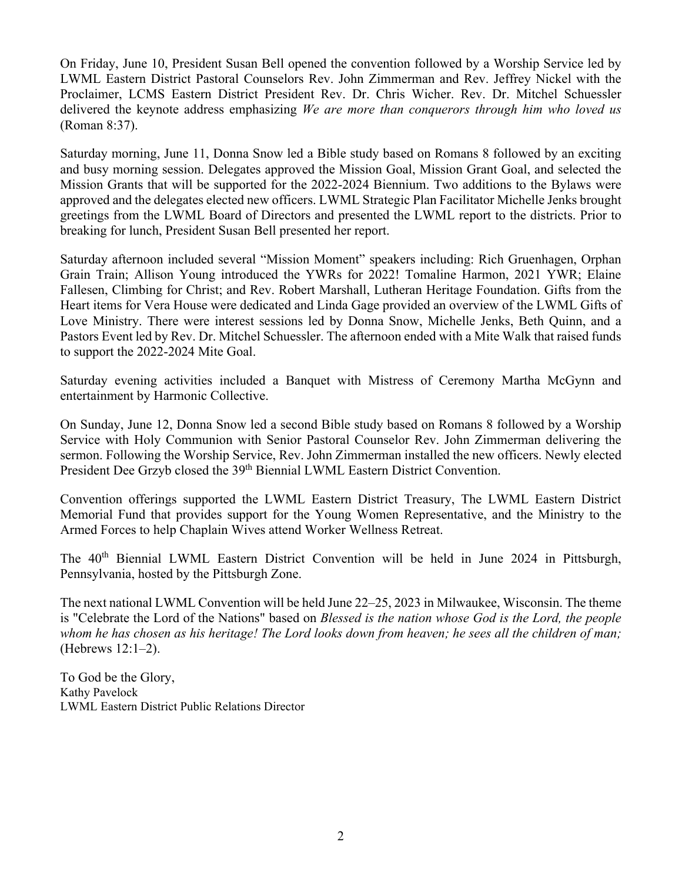On Friday, June 10, President Susan Bell opened the convention followed by a Worship Service led by LWML Eastern District Pastoral Counselors Rev. John Zimmerman and Rev. Jeffrey Nickel with the Proclaimer, LCMS Eastern District President Rev. Dr. Chris Wicher. Rev. Dr. Mitchel Schuessler delivered the keynote address emphasizing *We are more than conquerors through him who loved us* (Roman 8:37).

Saturday morning, June 11, Donna Snow led a Bible study based on Romans 8 followed by an exciting and busy morning session. Delegates approved the Mission Goal, Mission Grant Goal, and selected the Mission Grants that will be supported for the 2022-2024 Biennium. Two additions to the Bylaws were approved and the delegates elected new officers. LWML Strategic Plan Facilitator Michelle Jenks brought greetings from the LWML Board of Directors and presented the LWML report to the districts. Prior to breaking for lunch, President Susan Bell presented her report.

Saturday afternoon included several "Mission Moment" speakers including: Rich Gruenhagen, Orphan Grain Train; Allison Young introduced the YWRs for 2022! Tomaline Harmon, 2021 YWR; Elaine Fallesen, Climbing for Christ; and Rev. Robert Marshall, Lutheran Heritage Foundation. Gifts from the Heart items for Vera House were dedicated and Linda Gage provided an overview of the LWML Gifts of Love Ministry. There were interest sessions led by Donna Snow, Michelle Jenks, Beth Quinn, and a Pastors Event led by Rev. Dr. Mitchel Schuessler. The afternoon ended with a Mite Walk that raised funds to support the 2022-2024 Mite Goal.

Saturday evening activities included a Banquet with Mistress of Ceremony Martha McGynn and entertainment by Harmonic Collective.

On Sunday, June 12, Donna Snow led a second Bible study based on Romans 8 followed by a Worship Service with Holy Communion with Senior Pastoral Counselor Rev. John Zimmerman delivering the sermon. Following the Worship Service, Rev. John Zimmerman installed the new officers. Newly elected President Dee Grzyb closed the 39th Biennial LWML Eastern District Convention.

Convention offerings supported the LWML Eastern District Treasury, The LWML Eastern District Memorial Fund that provides support for the Young Women Representative, and the Ministry to the Armed Forces to help Chaplain Wives attend Worker Wellness Retreat.

The 40th Biennial LWML Eastern District Convention will be held in June 2024 in Pittsburgh, Pennsylvania, hosted by the Pittsburgh Zone.

The next national LWML Convention will be held June 22–25, 2023 in Milwaukee, Wisconsin. The theme is "Celebrate the Lord of the Nations" based on *Blessed is the nation whose God is the Lord, the people whom he has chosen as his heritage! The Lord looks down from heaven; he sees all the children of man;* (Hebrews 12:1–2).

To God be the Glory,
Kathy Pavelock
LWML Eastern District Public Relations Director